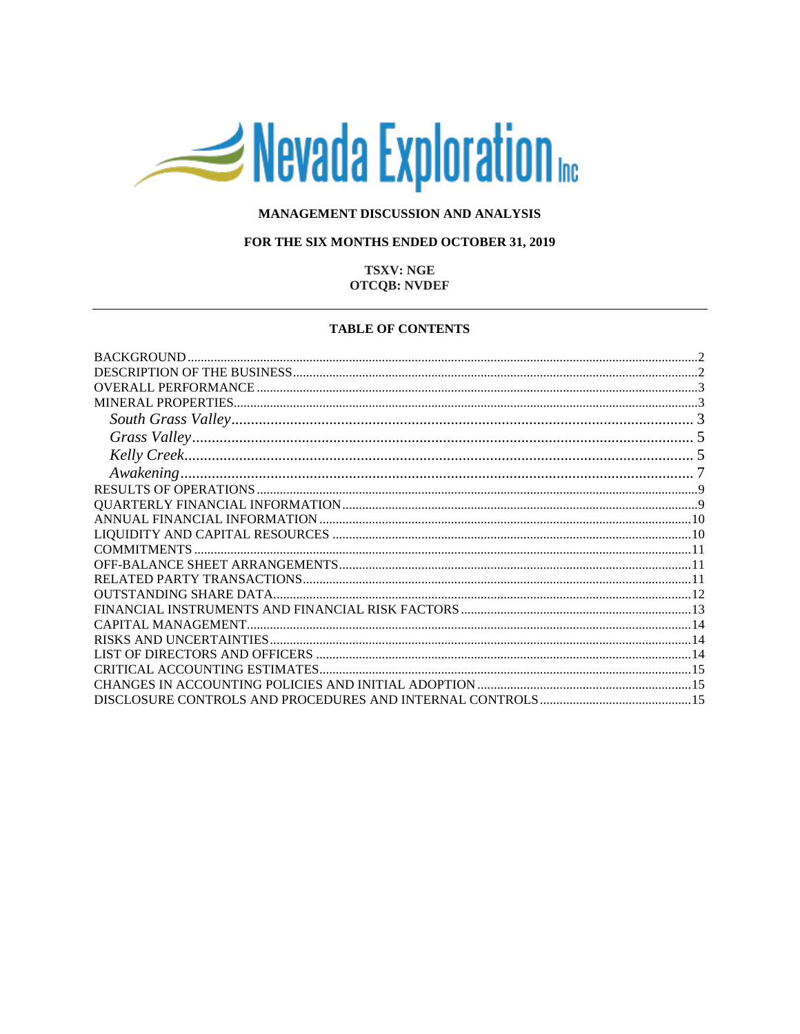# Nevada Exploration Inc

**MANAGEMENT DISCUSSION AND ANALYSIS**

**FOR THE SIX MONTHS ENDED OCTOBER 31, 2019**

**TSXV: NGE**
**OTCQB: NVDEF**

---

**TABLE OF CONTENTS**

- BACKGROUND ........ 2
- DESCRIPTION OF THE BUSINESS ........ 2
- OVERALL PERFORMANCE ........ 3
- MINERAL PROPERTIES ........ 3
  - *South Grass Valley* ........ 3
  - *Grass Valley* ........ 5
  - *Kelly Creek* ........ 5
  - *Awakening* ........ 7
- RESULTS OF OPERATIONS ........ 9
- QUARTERLY FINANCIAL INFORMATION ........ 9
- ANNUAL FINANCIAL INFORMATION ........ 10
- LIQUIDITY AND CAPITAL RESOURCES ........ 10
- COMMITMENTS ........ 11
- OFF-BALANCE SHEET ARRANGEMENTS ........ 11
- RELATED PARTY TRANSACTIONS ........ 11
- OUTSTANDING SHARE DATA ........ 12
- FINANCIAL INSTRUMENTS AND FINANCIAL RISK FACTORS ........ 13
- CAPITAL MANAGEMENT ........ 14
- RISKS AND UNCERTAINTIES ........ 14
- LIST OF DIRECTORS AND OFFICERS ........ 14
- CRITICAL ACCOUNTING ESTIMATES ........ 15
- CHANGES IN ACCOUNTING POLICIES AND INITIAL ADOPTION ........ 15
- DISCLOSURE CONTROLS AND PROCEDURES AND INTERNAL CONTROLS ........ 15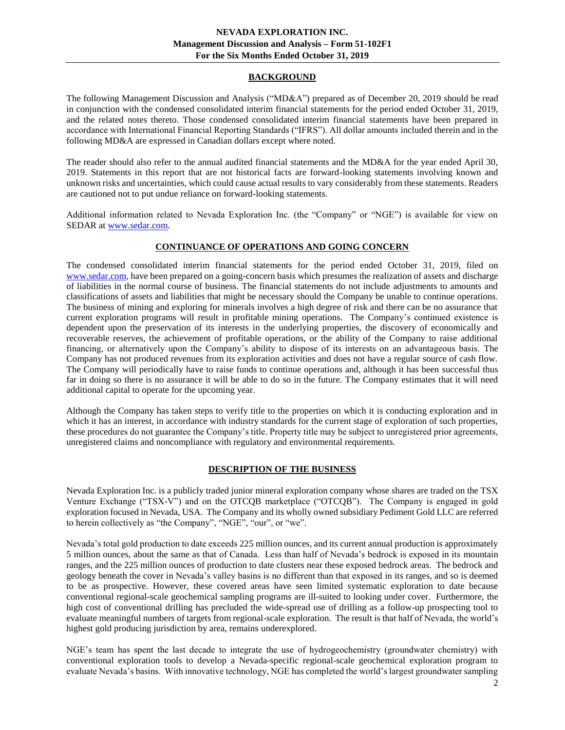## BACKGROUND

The following Management Discussion and Analysis ("MD&A") prepared as of December 20, 2019 should be read in conjunction with the condensed consolidated interim financial statements for the period ended October 31, 2019, and the related notes thereto. Those condensed consolidated interim financial statements have been prepared in accordance with International Financial Reporting Standards ("IFRS"). All dollar amounts included therein and in the following MD&A are expressed in Canadian dollars except where noted.

The reader should also refer to the annual audited financial statements and the MD&A for the year ended April 30, 2019. Statements in this report that are not historical facts are forward-looking statements involving known and unknown risks and uncertainties, which could cause actual results to vary considerably from these statements. Readers are cautioned not to put undue reliance on forward-looking statements.

Additional information related to Nevada Exploration Inc. (the "Company" or "NGE") is available for view on SEDAR at www.sedar.com.

## CONTINUANCE OF OPERATIONS AND GOING CONCERN

The condensed consolidated interim financial statements for the period ended October 31, 2019, filed on www.sedar.com, have been prepared on a going-concern basis which presumes the realization of assets and discharge of liabilities in the normal course of business. The financial statements do not include adjustments to amounts and classifications of assets and liabilities that might be necessary should the Company be unable to continue operations. The business of mining and exploring for minerals involves a high degree of risk and there can be no assurance that current exploration programs will result in profitable mining operations. The Company's continued existence is dependent upon the preservation of its interests in the underlying properties, the discovery of economically and recoverable reserves, the achievement of profitable operations, or the ability of the Company to raise additional financing, or alternatively upon the Company's ability to dispose of its interests on an advantageous basis. The Company has not produced revenues from its exploration activities and does not have a regular source of cash flow. The Company will periodically have to raise funds to continue operations and, although it has been successful thus far in doing so there is no assurance it will be able to do so in the future. The Company estimates that it will need additional capital to operate for the upcoming year.

Although the Company has taken steps to verify title to the properties on which it is conducting exploration and in which it has an interest, in accordance with industry standards for the current stage of exploration of such properties, these procedures do not guarantee the Company's title. Property title may be subject to unregistered prior agreements, unregistered claims and noncompliance with regulatory and environmental requirements.

## DESCRIPTION OF THE BUSINESS

Nevada Exploration Inc. is a publicly traded junior mineral exploration company whose shares are traded on the TSX Venture Exchange ("TSX-V") and on the OTCQB marketplace ("OTCQB"). The Company is engaged in gold exploration focused in Nevada, USA. The Company and its wholly owned subsidiary Pediment Gold LLC are referred to herein collectively as "the Company", "NGE", "our", or "we".

Nevada's total gold production to date exceeds 225 million ounces, and its current annual production is approximately 5 million ounces, about the same as that of Canada. Less than half of Nevada's bedrock is exposed in its mountain ranges, and the 225 million ounces of production to date clusters near these exposed bedrock areas. The bedrock and geology beneath the cover in Nevada's valley basins is no different than that exposed in its ranges, and so is deemed to be as prospective. However, these covered areas have seen limited systematic exploration to date because conventional regional-scale geochemical sampling programs are ill-suited to looking under cover. Furthermore, the high cost of conventional drilling has precluded the wide-spread use of drilling as a follow-up prospecting tool to evaluate meaningful numbers of targets from regional-scale exploration. The result is that half of Nevada, the world's highest gold producing jurisdiction by area, remains underexplored.

NGE's team has spent the last decade to integrate the use of hydrogeochemistry (groundwater chemistry) with conventional exploration tools to develop a Nevada-specific regional-scale geochemical exploration program to evaluate Nevada's basins. With innovative technology, NGE has completed the world's largest groundwater sampling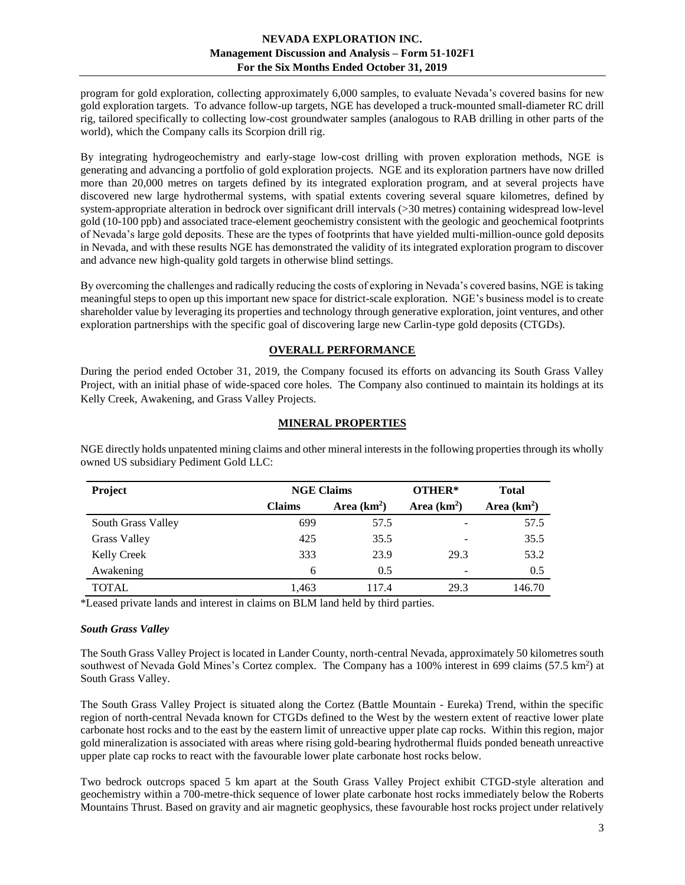program for gold exploration, collecting approximately 6,000 samples, to evaluate Nevada's covered basins for new gold exploration targets. To advance follow-up targets, NGE has developed a truck-mounted small-diameter RC drill rig, tailored specifically to collecting low-cost groundwater samples (analogous to RAB drilling in other parts of the world), which the Company calls its Scorpion drill rig.

By integrating hydrogeochemistry and early-stage low-cost drilling with proven exploration methods, NGE is generating and advancing a portfolio of gold exploration projects. NGE and its exploration partners have now drilled more than 20,000 metres on targets defined by its integrated exploration program, and at several projects have discovered new large hydrothermal systems, with spatial extents covering several square kilometres, defined by system-appropriate alteration in bedrock over significant drill intervals (>30 metres) containing widespread low-level gold (10-100 ppb) and associated trace-element geochemistry consistent with the geologic and geochemical footprints of Nevada's large gold deposits. These are the types of footprints that have yielded multi-million-ounce gold deposits in Nevada, and with these results NGE has demonstrated the validity of its integrated exploration program to discover and advance new high-quality gold targets in otherwise blind settings.

By overcoming the challenges and radically reducing the costs of exploring in Nevada's covered basins, NGE is taking meaningful steps to open up this important new space for district-scale exploration. NGE's business model is to create shareholder value by leveraging its properties and technology through generative exploration, joint ventures, and other exploration partnerships with the specific goal of discovering large new Carlin-type gold deposits (CTGDs).

## OVERALL PERFORMANCE

During the period ended October 31, 2019, the Company focused its efforts on advancing its South Grass Valley Project, with an initial phase of wide-spaced core holes. The Company also continued to maintain its holdings at its Kelly Creek, Awakening, and Grass Valley Projects.

## MINERAL PROPERTIES

NGE directly holds unpatented mining claims and other mineral interests in the following properties through its wholly owned US subsidiary Pediment Gold LLC:

| Project | NGE Claims | | OTHER* | Total |
|---|---|---|---|---|
| | Claims | Area ($km^2$) | Area ($km^2$) | Area ($km^2$) |
| South Grass Valley | 699 | 57.5 | - | 57.5 |
| Grass Valley | 425 | 35.5 | - | 35.5 |
| Kelly Creek | 333 | 23.9 | 29.3 | 53.2 |
| Awakening | 6 | 0.5 | - | 0.5 |
| TOTAL | 1,463 | 117.4 | 29.3 | 146.70 |

*Leased private lands and interest in claims on BLM land held by third parties.

### *South Grass Valley*

The South Grass Valley Project is located in Lander County, north-central Nevada, approximately 50 kilometres south southwest of Nevada Gold Mines's Cortez complex. The Company has a 100% interest in 699 claims (57.5 $km^2$) at South Grass Valley.

The South Grass Valley Project is situated along the Cortez (Battle Mountain - Eureka) Trend, within the specific region of north-central Nevada known for CTGDs defined to the West by the western extent of reactive lower plate carbonate host rocks and to the east by the eastern limit of unreactive upper plate cap rocks. Within this region, major gold mineralization is associated with areas where rising gold-bearing hydrothermal fluids ponded beneath unreactive upper plate cap rocks to react with the favourable lower plate carbonate host rocks below.

Two bedrock outcrops spaced 5 km apart at the South Grass Valley Project exhibit CTGD-style alteration and geochemistry within a 700-metre-thick sequence of lower plate carbonate host rocks immediately below the Roberts Mountains Thrust. Based on gravity and air magnetic geophysics, these favourable host rocks project under relatively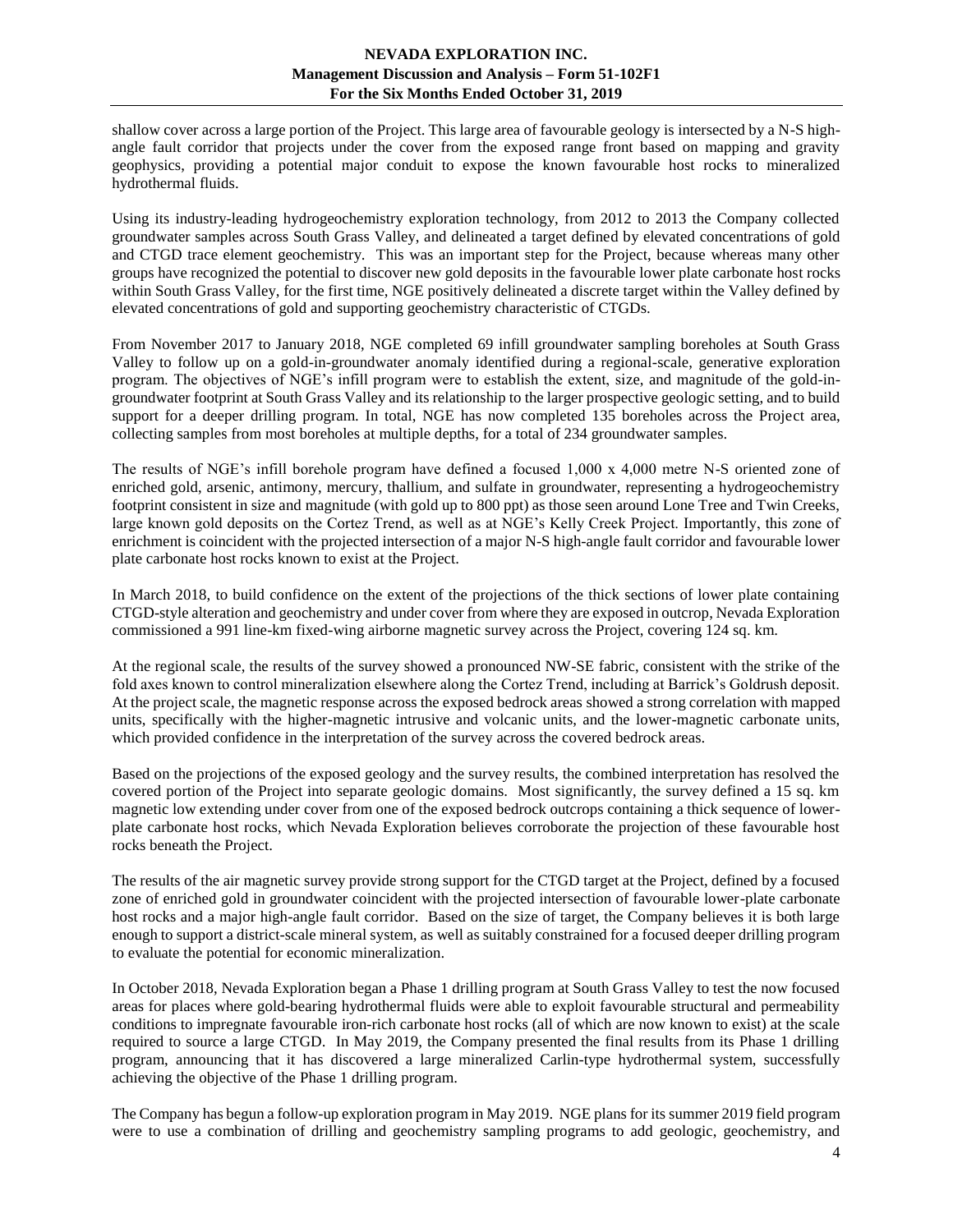shallow cover across a large portion of the Project. This large area of favourable geology is intersected by a N-S high-angle fault corridor that projects under the cover from the exposed range front based on mapping and gravity geophysics, providing a potential major conduit to expose the known favourable host rocks to mineralized hydrothermal fluids.

Using its industry-leading hydrogeochemistry exploration technology, from 2012 to 2013 the Company collected groundwater samples across South Grass Valley, and delineated a target defined by elevated concentrations of gold and CTGD trace element geochemistry. This was an important step for the Project, because whereas many other groups have recognized the potential to discover new gold deposits in the favourable lower plate carbonate host rocks within South Grass Valley, for the first time, NGE positively delineated a discrete target within the Valley defined by elevated concentrations of gold and supporting geochemistry characteristic of CTGDs.

From November 2017 to January 2018, NGE completed 69 infill groundwater sampling boreholes at South Grass Valley to follow up on a gold-in-groundwater anomaly identified during a regional-scale, generative exploration program. The objectives of NGE's infill program were to establish the extent, size, and magnitude of the gold-in-groundwater footprint at South Grass Valley and its relationship to the larger prospective geologic setting, and to build support for a deeper drilling program. In total, NGE has now completed 135 boreholes across the Project area, collecting samples from most boreholes at multiple depths, for a total of 234 groundwater samples.

The results of NGE's infill borehole program have defined a focused 1,000 x 4,000 metre N-S oriented zone of enriched gold, arsenic, antimony, mercury, thallium, and sulfate in groundwater, representing a hydrogeochemistry footprint consistent in size and magnitude (with gold up to 800 ppt) as those seen around Lone Tree and Twin Creeks, large known gold deposits on the Cortez Trend, as well as at NGE's Kelly Creek Project. Importantly, this zone of enrichment is coincident with the projected intersection of a major N-S high-angle fault corridor and favourable lower plate carbonate host rocks known to exist at the Project.

In March 2018, to build confidence on the extent of the projections of the thick sections of lower plate containing CTGD-style alteration and geochemistry and under cover from where they are exposed in outcrop, Nevada Exploration commissioned a 991 line-km fixed-wing airborne magnetic survey across the Project, covering 124 sq. km.

At the regional scale, the results of the survey showed a pronounced NW-SE fabric, consistent with the strike of the fold axes known to control mineralization elsewhere along the Cortez Trend, including at Barrick's Goldrush deposit. At the project scale, the magnetic response across the exposed bedrock areas showed a strong correlation with mapped units, specifically with the higher-magnetic intrusive and volcanic units, and the lower-magnetic carbonate units, which provided confidence in the interpretation of the survey across the covered bedrock areas.

Based on the projections of the exposed geology and the survey results, the combined interpretation has resolved the covered portion of the Project into separate geologic domains. Most significantly, the survey defined a 15 sq. km magnetic low extending under cover from one of the exposed bedrock outcrops containing a thick sequence of lower-plate carbonate host rocks, which Nevada Exploration believes corroborate the projection of these favourable host rocks beneath the Project.

The results of the air magnetic survey provide strong support for the CTGD target at the Project, defined by a focused zone of enriched gold in groundwater coincident with the projected intersection of favourable lower-plate carbonate host rocks and a major high-angle fault corridor. Based on the size of target, the Company believes it is both large enough to support a district-scale mineral system, as well as suitably constrained for a focused deeper drilling program to evaluate the potential for economic mineralization.

In October 2018, Nevada Exploration began a Phase 1 drilling program at South Grass Valley to test the now focused areas for places where gold-bearing hydrothermal fluids were able to exploit favourable structural and permeability conditions to impregnate favourable iron-rich carbonate host rocks (all of which are now known to exist) at the scale required to source a large CTGD. In May 2019, the Company presented the final results from its Phase 1 drilling program, announcing that it has discovered a large mineralized Carlin-type hydrothermal system, successfully achieving the objective of the Phase 1 drilling program.

The Company has begun a follow-up exploration program in May 2019. NGE plans for its summer 2019 field program were to use a combination of drilling and geochemistry sampling programs to add geologic, geochemistry, and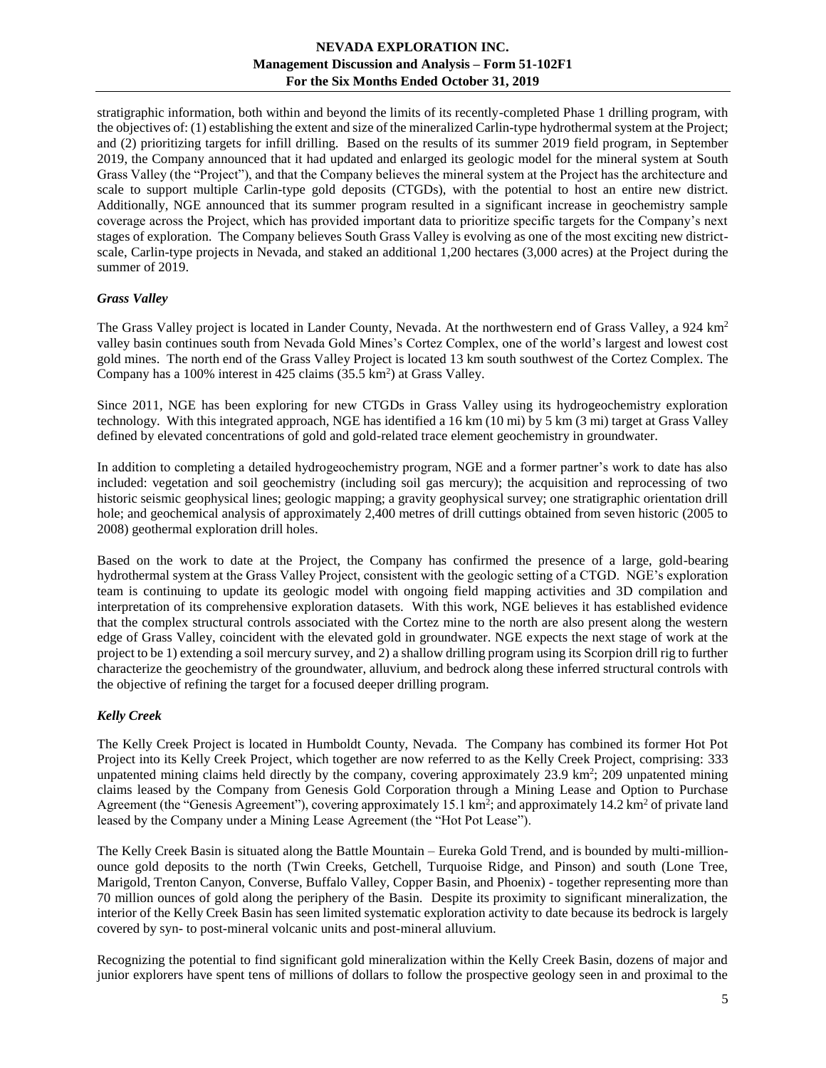stratigraphic information, both within and beyond the limits of its recently-completed Phase 1 drilling program, with the objectives of: (1) establishing the extent and size of the mineralized Carlin-type hydrothermal system at the Project; and (2) prioritizing targets for infill drilling. Based on the results of its summer 2019 field program, in September 2019, the Company announced that it had updated and enlarged its geologic model for the mineral system at South Grass Valley (the "Project"), and that the Company believes the mineral system at the Project has the architecture and scale to support multiple Carlin-type gold deposits (CTGDs), with the potential to host an entire new district. Additionally, NGE announced that its summer program resulted in a significant increase in geochemistry sample coverage across the Project, which has provided important data to prioritize specific targets for the Company's next stages of exploration. The Company believes South Grass Valley is evolving as one of the most exciting new district-scale, Carlin-type projects in Nevada, and staked an additional 1,200 hectares (3,000 acres) at the Project during the summer of 2019.

### *Grass Valley*

The Grass Valley project is located in Lander County, Nevada. At the northwestern end of Grass Valley, a 924 $km^2$ valley basin continues south from Nevada Gold Mines's Cortez Complex, one of the world's largest and lowest cost gold mines. The north end of the Grass Valley Project is located 13 km south southwest of the Cortez Complex. The Company has a 100% interest in 425 claims (35.5 $km^2$) at Grass Valley.

Since 2011, NGE has been exploring for new CTGDs in Grass Valley using its hydrogeochemistry exploration technology. With this integrated approach, NGE has identified a 16 km (10 mi) by 5 km (3 mi) target at Grass Valley defined by elevated concentrations of gold and gold-related trace element geochemistry in groundwater.

In addition to completing a detailed hydrogeochemistry program, NGE and a former partner's work to date has also included: vegetation and soil geochemistry (including soil gas mercury); the acquisition and reprocessing of two historic seismic geophysical lines; geologic mapping; a gravity geophysical survey; one stratigraphic orientation drill hole; and geochemical analysis of approximately 2,400 metres of drill cuttings obtained from seven historic (2005 to 2008) geothermal exploration drill holes.

Based on the work to date at the Project, the Company has confirmed the presence of a large, gold-bearing hydrothermal system at the Grass Valley Project, consistent with the geologic setting of a CTGD. NGE's exploration team is continuing to update its geologic model with ongoing field mapping activities and 3D compilation and interpretation of its comprehensive exploration datasets. With this work, NGE believes it has established evidence that the complex structural controls associated with the Cortez mine to the north are also present along the western edge of Grass Valley, coincident with the elevated gold in groundwater. NGE expects the next stage of work at the project to be 1) extending a soil mercury survey, and 2) a shallow drilling program using its Scorpion drill rig to further characterize the geochemistry of the groundwater, alluvium, and bedrock along these inferred structural controls with the objective of refining the target for a focused deeper drilling program.

### *Kelly Creek*

The Kelly Creek Project is located in Humboldt County, Nevada. The Company has combined its former Hot Pot Project into its Kelly Creek Project, which together are now referred to as the Kelly Creek Project, comprising: 333 unpatented mining claims held directly by the company, covering approximately 23.9 $km^2$; 209 unpatented mining claims leased by the Company from Genesis Gold Corporation through a Mining Lease and Option to Purchase Agreement (the "Genesis Agreement"), covering approximately 15.1 $km^2$; and approximately 14.2 $km^2$ of private land leased by the Company under a Mining Lease Agreement (the "Hot Pot Lease").

The Kelly Creek Basin is situated along the Battle Mountain – Eureka Gold Trend, and is bounded by multi-million-ounce gold deposits to the north (Twin Creeks, Getchell, Turquoise Ridge, and Pinson) and south (Lone Tree, Marigold, Trenton Canyon, Converse, Buffalo Valley, Copper Basin, and Phoenix) - together representing more than 70 million ounces of gold along the periphery of the Basin. Despite its proximity to significant mineralization, the interior of the Kelly Creek Basin has seen limited systematic exploration activity to date because its bedrock is largely covered by syn- to post-mineral volcanic units and post-mineral alluvium.

Recognizing the potential to find significant gold mineralization within the Kelly Creek Basin, dozens of major and junior explorers have spent tens of millions of dollars to follow the prospective geology seen in and proximal to the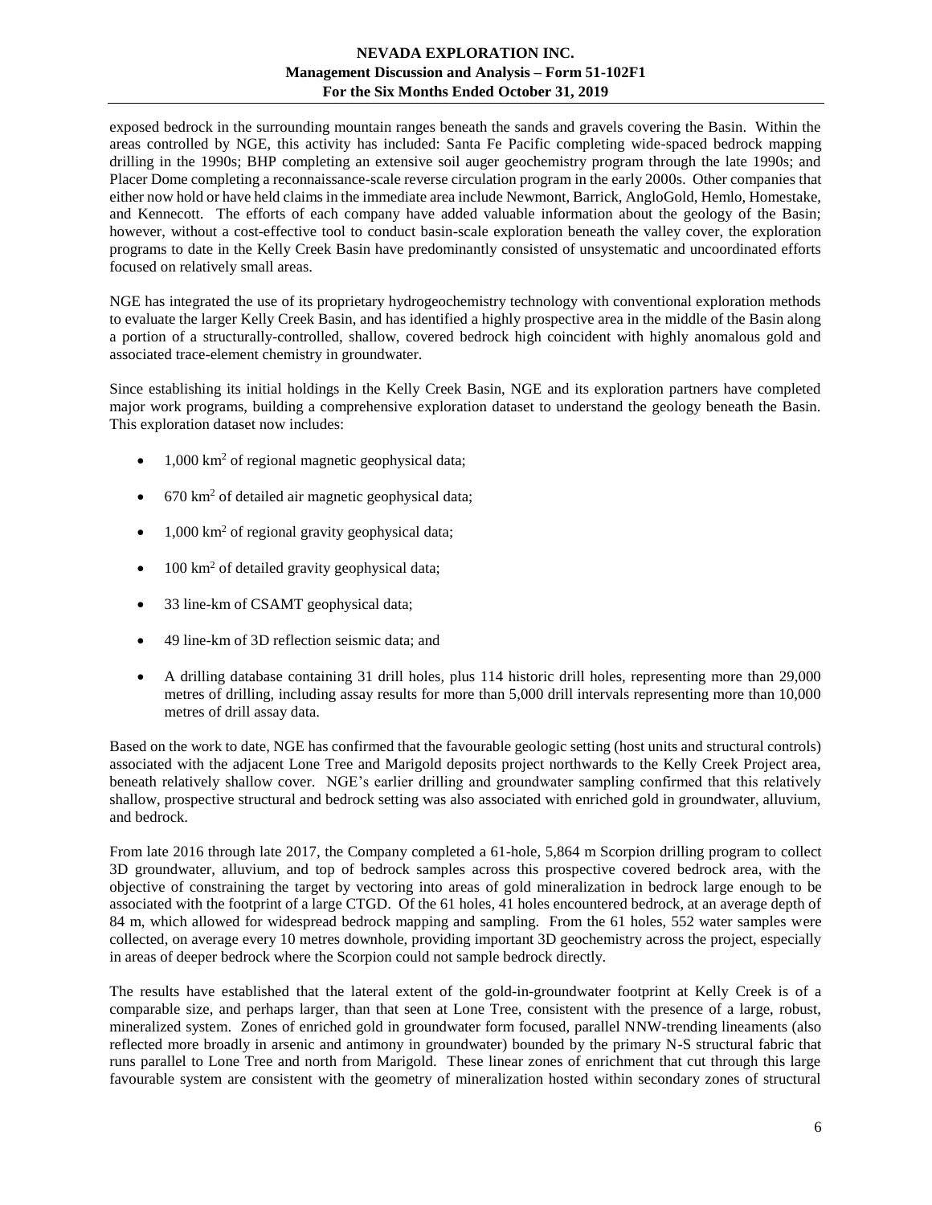exposed bedrock in the surrounding mountain ranges beneath the sands and gravels covering the Basin. Within the areas controlled by NGE, this activity has included: Santa Fe Pacific completing wide-spaced bedrock mapping drilling in the 1990s; BHP completing an extensive soil auger geochemistry program through the late 1990s; and Placer Dome completing a reconnaissance-scale reverse circulation program in the early 2000s. Other companies that either now hold or have held claims in the immediate area include Newmont, Barrick, AngloGold, Hemlo, Homestake, and Kennecott. The efforts of each company have added valuable information about the geology of the Basin; however, without a cost-effective tool to conduct basin-scale exploration beneath the valley cover, the exploration programs to date in the Kelly Creek Basin have predominantly consisted of unsystematic and uncoordinated efforts focused on relatively small areas.

NGE has integrated the use of its proprietary hydrogeochemistry technology with conventional exploration methods to evaluate the larger Kelly Creek Basin, and has identified a highly prospective area in the middle of the Basin along a portion of a structurally-controlled, shallow, covered bedrock high coincident with highly anomalous gold and associated trace-element chemistry in groundwater.

Since establishing its initial holdings in the Kelly Creek Basin, NGE and its exploration partners have completed major work programs, building a comprehensive exploration dataset to understand the geology beneath the Basin. This exploration dataset now includes:

- 1,000 km$^2$ of regional magnetic geophysical data;
- 670 km$^2$ of detailed air magnetic geophysical data;
- 1,000 km$^2$ of regional gravity geophysical data;
- 100 km$^2$ of detailed gravity geophysical data;
- 33 line-km of CSAMT geophysical data;
- 49 line-km of 3D reflection seismic data; and
- A drilling database containing 31 drill holes, plus 114 historic drill holes, representing more than 29,000 metres of drilling, including assay results for more than 5,000 drill intervals representing more than 10,000 metres of drill assay data.

Based on the work to date, NGE has confirmed that the favourable geologic setting (host units and structural controls) associated with the adjacent Lone Tree and Marigold deposits project northwards to the Kelly Creek Project area, beneath relatively shallow cover. NGE's earlier drilling and groundwater sampling confirmed that this relatively shallow, prospective structural and bedrock setting was also associated with enriched gold in groundwater, alluvium, and bedrock.

From late 2016 through late 2017, the Company completed a 61-hole, 5,864 m Scorpion drilling program to collect 3D groundwater, alluvium, and top of bedrock samples across this prospective covered bedrock area, with the objective of constraining the target by vectoring into areas of gold mineralization in bedrock large enough to be associated with the footprint of a large CTGD. Of the 61 holes, 41 holes encountered bedrock, at an average depth of 84 m, which allowed for widespread bedrock mapping and sampling. From the 61 holes, 552 water samples were collected, on average every 10 metres downhole, providing important 3D geochemistry across the project, especially in areas of deeper bedrock where the Scorpion could not sample bedrock directly.

The results have established that the lateral extent of the gold-in-groundwater footprint at Kelly Creek is of a comparable size, and perhaps larger, than that seen at Lone Tree, consistent with the presence of a large, robust, mineralized system. Zones of enriched gold in groundwater form focused, parallel NNW-trending lineaments (also reflected more broadly in arsenic and antimony in groundwater) bounded by the primary N-S structural fabric that runs parallel to Lone Tree and north from Marigold. These linear zones of enrichment that cut through this large favourable system are consistent with the geometry of mineralization hosted within secondary zones of structural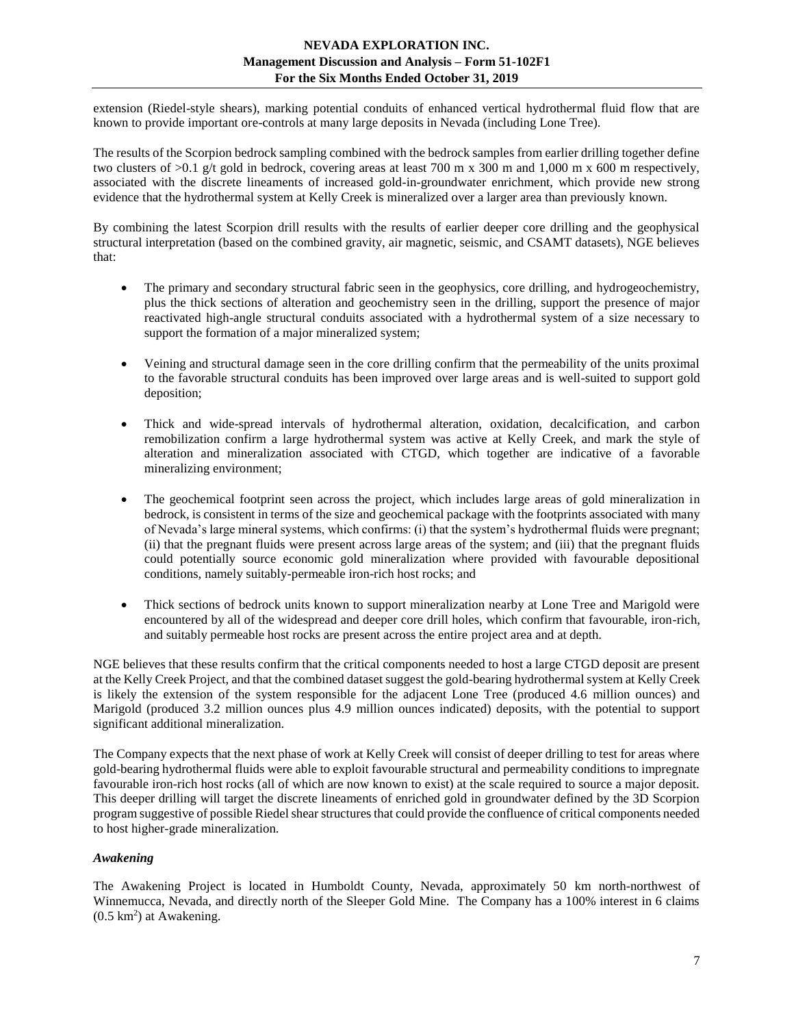extension (Riedel-style shears), marking potential conduits of enhanced vertical hydrothermal fluid flow that are known to provide important ore-controls at many large deposits in Nevada (including Lone Tree).

The results of the Scorpion bedrock sampling combined with the bedrock samples from earlier drilling together define two clusters of >0.1 g/t gold in bedrock, covering areas at least 700 m x 300 m and 1,000 m x 600 m respectively, associated with the discrete lineaments of increased gold-in-groundwater enrichment, which provide new strong evidence that the hydrothermal system at Kelly Creek is mineralized over a larger area than previously known.

By combining the latest Scorpion drill results with the results of earlier deeper core drilling and the geophysical structural interpretation (based on the combined gravity, air magnetic, seismic, and CSAMT datasets), NGE believes that:

- The primary and secondary structural fabric seen in the geophysics, core drilling, and hydrogeochemistry, plus the thick sections of alteration and geochemistry seen in the drilling, support the presence of major reactivated high-angle structural conduits associated with a hydrothermal system of a size necessary to support the formation of a major mineralized system;
- Veining and structural damage seen in the core drilling confirm that the permeability of the units proximal to the favorable structural conduits has been improved over large areas and is well-suited to support gold deposition;
- Thick and wide-spread intervals of hydrothermal alteration, oxidation, decalcification, and carbon remobilization confirm a large hydrothermal system was active at Kelly Creek, and mark the style of alteration and mineralization associated with CTGD, which together are indicative of a favorable mineralizing environment;
- The geochemical footprint seen across the project, which includes large areas of gold mineralization in bedrock, is consistent in terms of the size and geochemical package with the footprints associated with many of Nevada's large mineral systems, which confirms: (i) that the system's hydrothermal fluids were pregnant; (ii) that the pregnant fluids were present across large areas of the system; and (iii) that the pregnant fluids could potentially source economic gold mineralization where provided with favourable depositional conditions, namely suitably-permeable iron-rich host rocks; and
- Thick sections of bedrock units known to support mineralization nearby at Lone Tree and Marigold were encountered by all of the widespread and deeper core drill holes, which confirm that favourable, iron-rich, and suitably permeable host rocks are present across the entire project area and at depth.

NGE believes that these results confirm that the critical components needed to host a large CTGD deposit are present at the Kelly Creek Project, and that the combined dataset suggest the gold-bearing hydrothermal system at Kelly Creek is likely the extension of the system responsible for the adjacent Lone Tree (produced 4.6 million ounces) and Marigold (produced 3.2 million ounces plus 4.9 million ounces indicated) deposits, with the potential to support significant additional mineralization.

The Company expects that the next phase of work at Kelly Creek will consist of deeper drilling to test for areas where gold-bearing hydrothermal fluids were able to exploit favourable structural and permeability conditions to impregnate favourable iron-rich host rocks (all of which are now known to exist) at the scale required to source a major deposit. This deeper drilling will target the discrete lineaments of enriched gold in groundwater defined by the 3D Scorpion program suggestive of possible Riedel shear structures that could provide the confluence of critical components needed to host higher-grade mineralization.

### *Awakening*

The Awakening Project is located in Humboldt County, Nevada, approximately 50 km north-northwest of Winnemucca, Nevada, and directly north of the Sleeper Gold Mine. The Company has a 100% interest in 6 claims (0.5 $km^2$) at Awakening.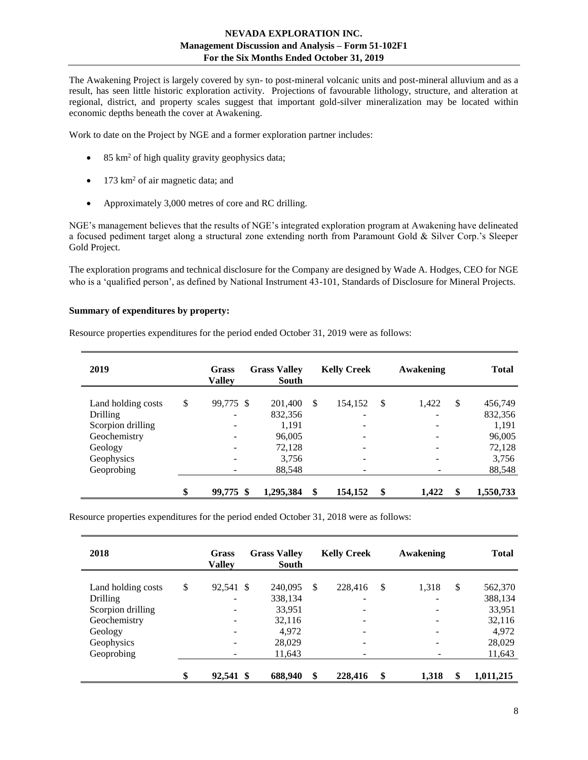The Awakening Project is largely covered by syn- to post-mineral volcanic units and post-mineral alluvium and as a result, has seen little historic exploration activity. Projections of favourable lithology, structure, and alteration at regional, district, and property scales suggest that important gold-silver mineralization may be located within economic depths beneath the cover at Awakening.

Work to date on the Project by NGE and a former exploration partner includes:

- 85 km$^2$ of high quality gravity geophysics data;
- 173 km$^2$ of air magnetic data; and
- Approximately 3,000 metres of core and RC drilling.

NGE's management believes that the results of NGE's integrated exploration program at Awakening have delineated a focused pediment target along a structural zone extending north from Paramount Gold & Silver Corp.'s Sleeper Gold Project.

The exploration programs and technical disclosure for the Company are designed by Wade A. Hodges, CEO for NGE who is a 'qualified person', as defined by National Instrument 43-101, Standards of Disclosure for Mineral Projects.

**Summary of expenditures by property:**

Resource properties expenditures for the period ended October 31, 2019 were as follows:

| 2019 | Grass Valley | Grass Valley South | Kelly Creek | Awakening | Total |
|---|---|---|---|---|---|
| Land holding costs | $ 99,775 | $ 201,400 | $ 154,152 | $ 1,422 | $ 456,749 |
| Drilling | - | 832,356 | - | - | 832,356 |
| Scorpion drilling | - | 1,191 | - | - | 1,191 |
| Geochemistry | - | 96,005 | - | - | 96,005 |
| Geology | - | 72,128 | - | - | 72,128 |
| Geophysics | - | 3,756 | - | - | 3,756 |
| Geoprobing | - | 88,548 | - | - | 88,548 |
| | **$ 99,775** | **$ 1,295,384** | **$ 154,152** | **$ 1,422** | **$ 1,550,733** |

Resource properties expenditures for the period ended October 31, 2018 were as follows:

| 2018 | Grass Valley | Grass Valley South | Kelly Creek | Awakening | Total |
|---|---|---|---|---|---|
| Land holding costs | $ 92,541 | $ 240,095 | $ 228,416 | $ 1,318 | $ 562,370 |
| Drilling | - | 338,134 | - | - | 388,134 |
| Scorpion drilling | - | 33,951 | - | - | 33,951 |
| Geochemistry | - | 32,116 | - | - | 32,116 |
| Geology | - | 4,972 | - | - | 4,972 |
| Geophysics | - | 28,029 | - | - | 28,029 |
| Geoprobing | - | 11,643 | - | - | 11,643 |
| | **$ 92,541** | **$ 688,940** | **$ 228,416** | **$ 1,318** | **$ 1,011,215** |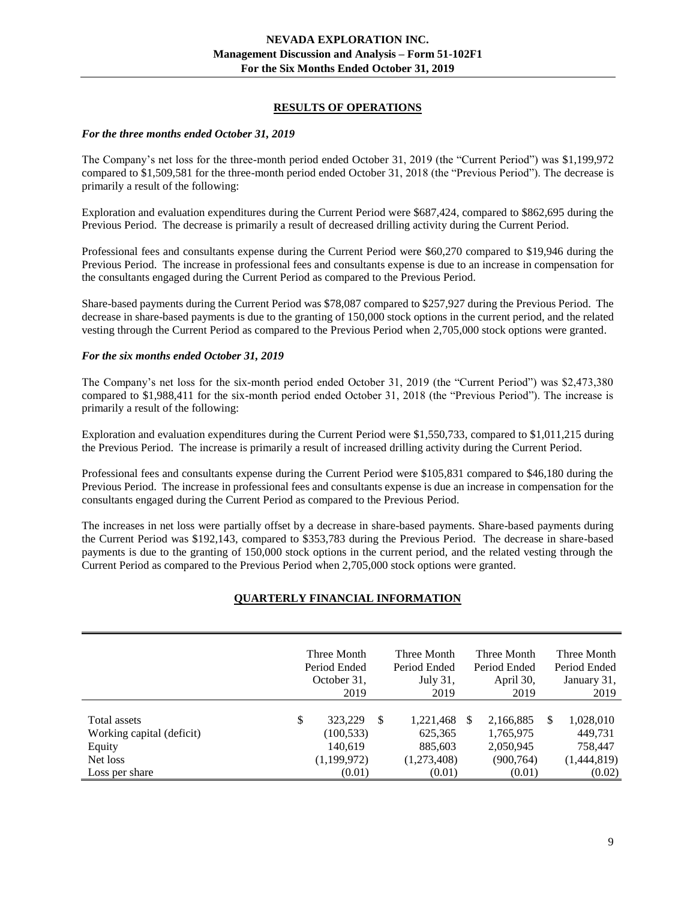## RESULTS OF OPERATIONS

*For the three months ended October 31, 2019*

The Company's net loss for the three-month period ended October 31, 2019 (the "Current Period") was $1,199,972 compared to $1,509,581 for the three-month period ended October 31, 2018 (the "Previous Period"). The decrease is primarily a result of the following:

Exploration and evaluation expenditures during the Current Period were $687,424, compared to $862,695 during the Previous Period. The decrease is primarily a result of decreased drilling activity during the Current Period.

Professional fees and consultants expense during the Current Period were $60,270 compared to $19,946 during the Previous Period. The increase in professional fees and consultants expense is due to an increase in compensation for the consultants engaged during the Current Period as compared to the Previous Period.

Share-based payments during the Current Period was $78,087 compared to $257,927 during the Previous Period. The decrease in share-based payments is due to the granting of 150,000 stock options in the current period, and the related vesting through the Current Period as compared to the Previous Period when 2,705,000 stock options were granted.

*For the six months ended October 31, 2019*

The Company's net loss for the six-month period ended October 31, 2019 (the "Current Period") was $2,473,380 compared to $1,988,411 for the six-month period ended October 31, 2018 (the "Previous Period"). The increase is primarily a result of the following:

Exploration and evaluation expenditures during the Current Period were $1,550,733, compared to $1,011,215 during the Previous Period. The increase is primarily a result of increased drilling activity during the Current Period.

Professional fees and consultants expense during the Current Period were $105,831 compared to $46,180 during the Previous Period. The increase in professional fees and consultants expense is due an increase in compensation for the consultants engaged during the Current Period as compared to the Previous Period.

The increases in net loss were partially offset by a decrease in share-based payments. Share-based payments during the Current Period was $192,143, compared to $353,783 during the Previous Period. The decrease in share-based payments is due to the granting of 150,000 stock options in the current period, and the related vesting through the Current Period as compared to the Previous Period when 2,705,000 stock options were granted.

## QUARTERLY FINANCIAL INFORMATION

| | Three Month Period Ended October 31, 2019 | Three Month Period Ended July 31, 2019 | Three Month Period Ended April 30, 2019 | Three Month Period Ended January 31, 2019 |
|---|---|---|---|---|
| Total assets | $ 323,229 | $ 1,221,468 | $ 2,166,885 | $ 1,028,010 |
| Working capital (deficit) | (100,533) | 625,365 | 1,765,975 | 449,731 |
| Equity | 140,619 | 885,603 | 2,050,945 | 758,447 |
| Net loss | (1,199,972) | (1,273,408) | (900,764) | (1,444,819) |
| Loss per share | (0.01) | (0.01) | (0.01) | (0.02) |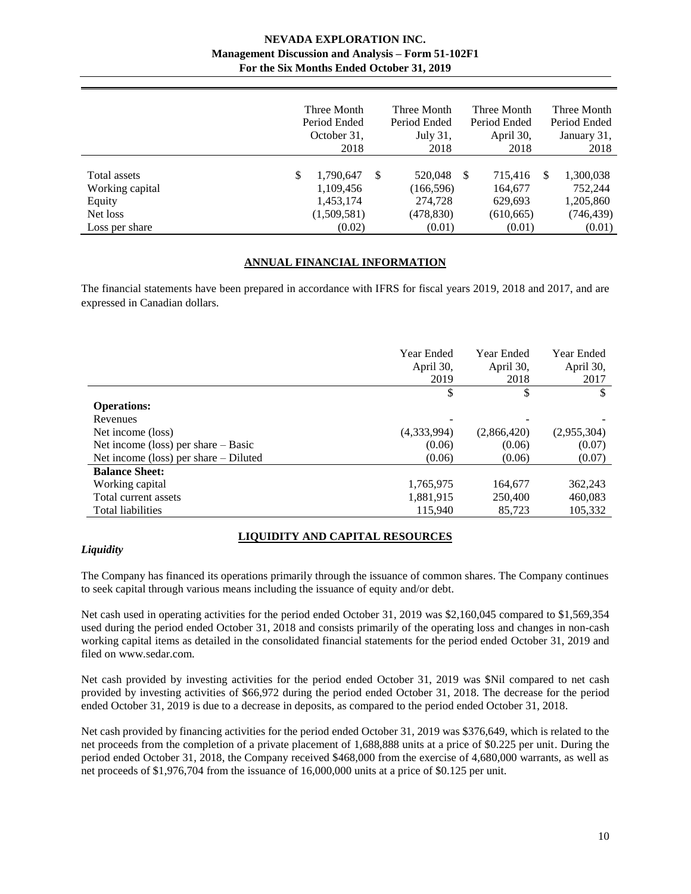| | Three Month Period Ended October 31, 2018 | Three Month Period Ended July 31, 2018 | Three Month Period Ended April 30, 2018 | Three Month Period Ended January 31, 2018 |
|---|---|---|---|---|
| Total assets | $ 1,790,647 | $ 520,048 | $ 715,416 | $ 1,300,038 |
| Working capital | 1,109,456 | (166,596) | 164,677 | 752,244 |
| Equity | 1,453,174 | 274,728 | 629,693 | 1,205,860 |
| Net loss | (1,509,581) | (478,830) | (610,665) | (746,439) |
| Loss per share | (0.02) | (0.01) | (0.01) | (0.01) |

## ANNUAL FINANCIAL INFORMATION

The financial statements have been prepared in accordance with IFRS for fiscal years 2019, 2018 and 2017, and are expressed in Canadian dollars.

| | Year Ended April 30, 2019 | Year Ended April 30, 2018 | Year Ended April 30, 2017 |
|---|---|---|---|
| | $ | $ | $ |
| **Operations:** | | | |
| Revenues | - | - | - |
| Net income (loss) | (4,333,994) | (2,866,420) | (2,955,304) |
| Net income (loss) per share – Basic | (0.06) | (0.06) | (0.07) |
| Net income (loss) per share – Diluted | (0.06) | (0.06) | (0.07) |
| **Balance Sheet:** | | | |
| Working capital | 1,765,975 | 164,677 | 362,243 |
| Total current assets | 1,881,915 | 250,400 | 460,083 |
| Total liabilities | 115,940 | 85,723 | 105,332 |

## LIQUIDITY AND CAPITAL RESOURCES

### *Liquidity*

The Company has financed its operations primarily through the issuance of common shares. The Company continues to seek capital through various means including the issuance of equity and/or debt.

Net cash used in operating activities for the period ended October 31, 2019 was $2,160,045 compared to $1,569,354 used during the period ended October 31, 2018 and consists primarily of the operating loss and changes in non-cash working capital items as detailed in the consolidated financial statements for the period ended October 31, 2019 and filed on www.sedar.com.

Net cash provided by investing activities for the period ended October 31, 2019 was $Nil compared to net cash provided by investing activities of $66,972 during the period ended October 31, 2018. The decrease for the period ended October 31, 2019 is due to a decrease in deposits, as compared to the period ended October 31, 2018.

Net cash provided by financing activities for the period ended October 31, 2019 was $376,649, which is related to the net proceeds from the completion of a private placement of 1,688,888 units at a price of $0.225 per unit. During the period ended October 31, 2018, the Company received $468,000 from the exercise of 4,680,000 warrants, as well as net proceeds of $1,976,704 from the issuance of 16,000,000 units at a price of $0.125 per unit.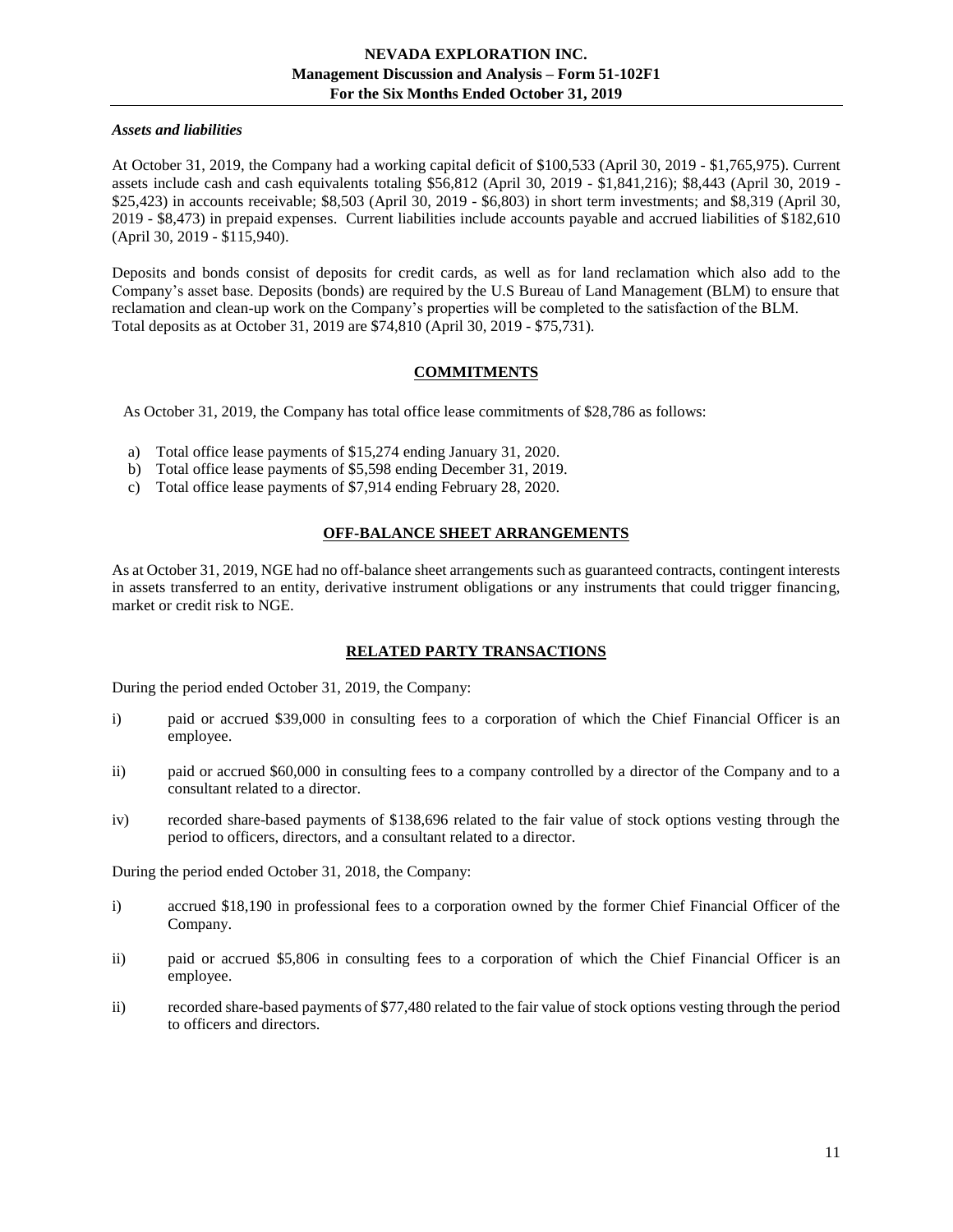*Assets and liabilities*

At October 31, 2019, the Company had a working capital deficit of $100,533 (April 30, 2019 - $1,765,975). Current assets include cash and cash equivalents totaling $56,812 (April 30, 2019 - $1,841,216); $8,443 (April 30, 2019 - $25,423) in accounts receivable; $8,503 (April 30, 2019 - $6,803) in short term investments; and $8,319 (April 30, 2019 - $8,473) in prepaid expenses. Current liabilities include accounts payable and accrued liabilities of $182,610 (April 30, 2019 - $115,940).

Deposits and bonds consist of deposits for credit cards, as well as for land reclamation which also add to the Company's asset base. Deposits (bonds) are required by the U.S Bureau of Land Management (BLM) to ensure that reclamation and clean-up work on the Company's properties will be completed to the satisfaction of the BLM. Total deposits as at October 31, 2019 are $74,810 (April 30, 2019 - $75,731).

## COMMITMENTS

As October 31, 2019, the Company has total office lease commitments of $28,786 as follows:

a) Total office lease payments of $15,274 ending January 31, 2020.
b) Total office lease payments of $5,598 ending December 31, 2019.
c) Total office lease payments of $7,914 ending February 28, 2020.

## OFF-BALANCE SHEET ARRANGEMENTS

As at October 31, 2019, NGE had no off-balance sheet arrangements such as guaranteed contracts, contingent interests in assets transferred to an entity, derivative instrument obligations or any instruments that could trigger financing, market or credit risk to NGE.

## RELATED PARTY TRANSACTIONS

During the period ended October 31, 2019, the Company:

i) paid or accrued $39,000 in consulting fees to a corporation of which the Chief Financial Officer is an employee.

ii) paid or accrued $60,000 in consulting fees to a company controlled by a director of the Company and to a consultant related to a director.

iv) recorded share-based payments of $138,696 related to the fair value of stock options vesting through the period to officers, directors, and a consultant related to a director.

During the period ended October 31, 2018, the Company:

i) accrued $18,190 in professional fees to a corporation owned by the former Chief Financial Officer of the Company.

ii) paid or accrued $5,806 in consulting fees to a corporation of which the Chief Financial Officer is an employee.

ii) recorded share-based payments of $77,480 related to the fair value of stock options vesting through the period to officers and directors.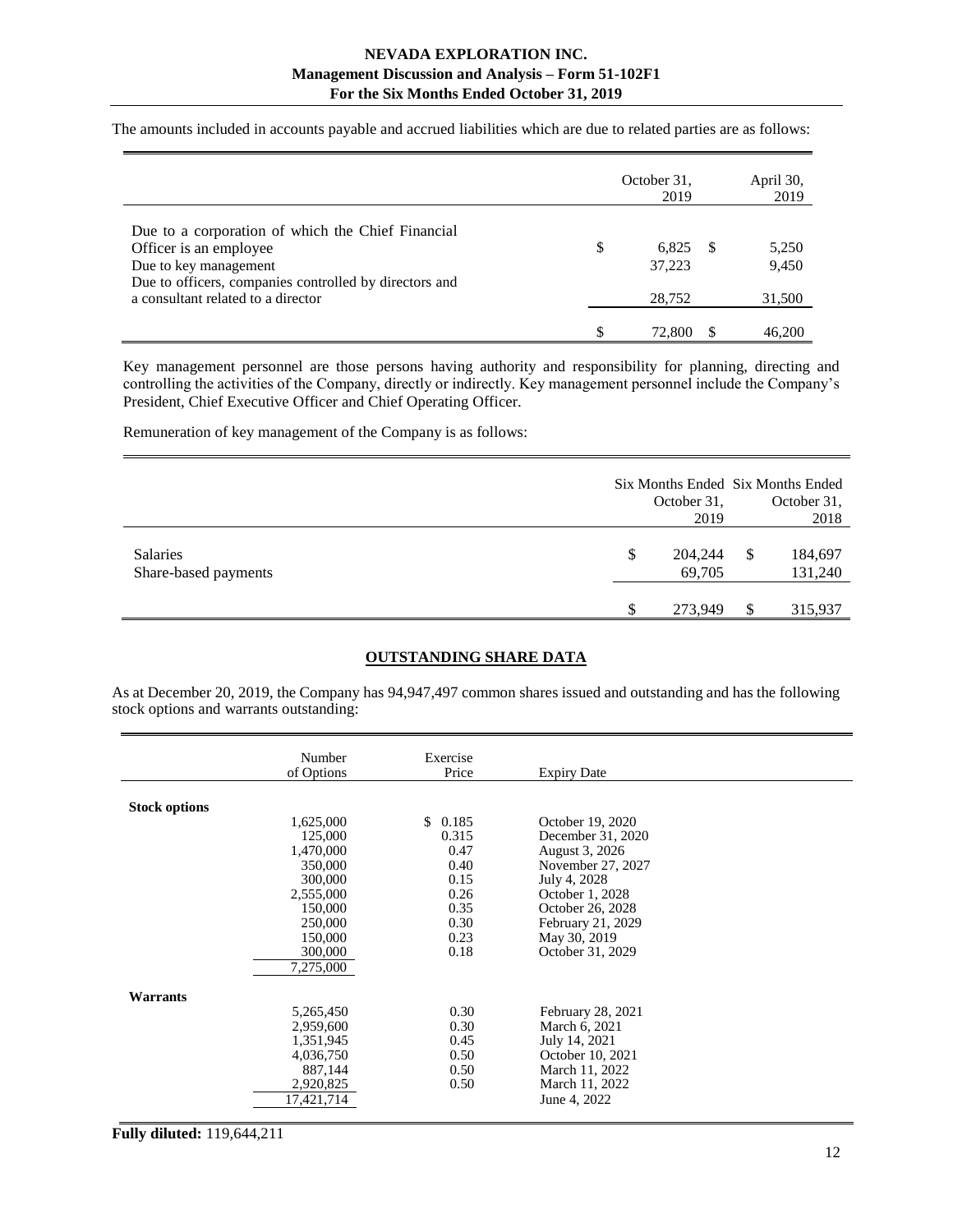The amounts included in accounts payable and accrued liabilities which are due to related parties are as follows:

| | October 31, 2019 | April 30, 2019 |
|---|---|---|
| Due to a corporation of which the Chief Financial Officer is an employee | $ 6,825 | $ 5,250 |
| Due to key management | 37,223 | 9,450 |
| Due to officers, companies controlled by directors and a consultant related to a director | 28,752 | 31,500 |
| | $ 72,800 | $ 46,200 |

Key management personnel are those persons having authority and responsibility for planning, directing and controlling the activities of the Company, directly or indirectly. Key management personnel include the Company's President, Chief Executive Officer and Chief Operating Officer.

Remuneration of key management of the Company is as follows:

| | Six Months Ended October 31, 2019 | Six Months Ended October 31, 2018 |
|---|---|---|
| Salaries | $ 204,244 | $ 184,697 |
| Share-based payments | 69,705 | 131,240 |
| | $ 273,949 | $ 315,937 |

## OUTSTANDING SHARE DATA

As at December 20, 2019, the Company has 94,947,497 common shares issued and outstanding and has the following stock options and warrants outstanding:

| | Number of Options | Exercise Price | Expiry Date |
|---|---|---|---|
| **Stock options** | | | |
| | 1,625,000 | $ 0.185 | October 19, 2020 |
| | 125,000 | 0.315 | December 31, 2020 |
| | 1,470,000 | 0.47 | August 3, 2026 |
| | 350,000 | 0.40 | November 27, 2027 |
| | 300,000 | 0.15 | July 4, 2028 |
| | 2,555,000 | 0.26 | October 1, 2028 |
| | 150,000 | 0.35 | October 26, 2028 |
| | 250,000 | 0.30 | February 21, 2029 |
| | 150,000 | 0.23 | May 30, 2019 |
| | 300,000 | 0.18 | October 31, 2029 |
| | 7,275,000 | | |
| **Warrants** | | | |
| | 5,265,450 | 0.30 | February 28, 2021 |
| | 2,959,600 | 0.30 | March 6, 2021 |
| | 1,351,945 | 0.45 | July 14, 2021 |
| | 4,036,750 | 0.50 | October 10, 2021 |
| | 887,144 | 0.50 | March 11, 2022 |
| | 2,920,825 | 0.50 | March 11, 2022 |
| | 17,421,714 | | June 4, 2022 |

**Fully diluted:** 119,644,211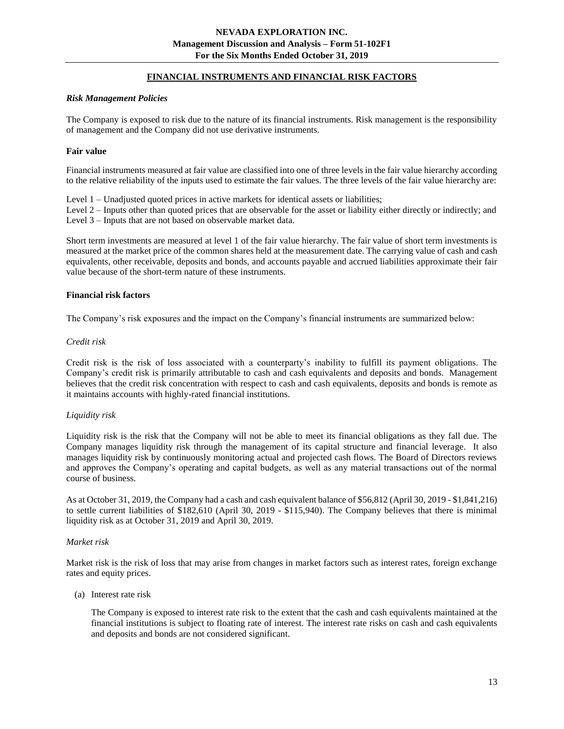## FINANCIAL INSTRUMENTS AND FINANCIAL RISK FACTORS

### *Risk Management Policies*

The Company is exposed to risk due to the nature of its financial instruments. Risk management is the responsibility of management and the Company did not use derivative instruments.

### Fair value

Financial instruments measured at fair value are classified into one of three levels in the fair value hierarchy according to the relative reliability of the inputs used to estimate the fair values. The three levels of the fair value hierarchy are:

Level 1 – Unadjusted quoted prices in active markets for identical assets or liabilities;
Level 2 – Inputs other than quoted prices that are observable for the asset or liability either directly or indirectly; and
Level 3 – Inputs that are not based on observable market data.

Short term investments are measured at level 1 of the fair value hierarchy. The fair value of short term investments is measured at the market price of the common shares held at the measurement date. The carrying value of cash and cash equivalents, other receivable, deposits and bonds, and accounts payable and accrued liabilities approximate their fair value because of the short-term nature of these instruments.

### Financial risk factors

The Company's risk exposures and the impact on the Company's financial instruments are summarized below:

*Credit risk*

Credit risk is the risk of loss associated with a counterparty's inability to fulfill its payment obligations. The Company's credit risk is primarily attributable to cash and cash equivalents and deposits and bonds. Management believes that the credit risk concentration with respect to cash and cash equivalents, deposits and bonds is remote as it maintains accounts with highly-rated financial institutions.

*Liquidity risk*

Liquidity risk is the risk that the Company will not be able to meet its financial obligations as they fall due. The Company manages liquidity risk through the management of its capital structure and financial leverage. It also manages liquidity risk by continuously monitoring actual and projected cash flows. The Board of Directors reviews and approves the Company's operating and capital budgets, as well as any material transactions out of the normal course of business.

As at October 31, 2019, the Company had a cash and cash equivalent balance of $56,812 (April 30, 2019 - $1,841,216) to settle current liabilities of $182,610 (April 30, 2019 - $115,940). The Company believes that there is minimal liquidity risk as at October 31, 2019 and April 30, 2019.

*Market risk*

Market risk is the risk of loss that may arise from changes in market factors such as interest rates, foreign exchange rates and equity prices.

(a) Interest rate risk

The Company is exposed to interest rate risk to the extent that the cash and cash equivalents maintained at the financial institutions is subject to floating rate of interest. The interest rate risks on cash and cash equivalents and deposits and bonds are not considered significant.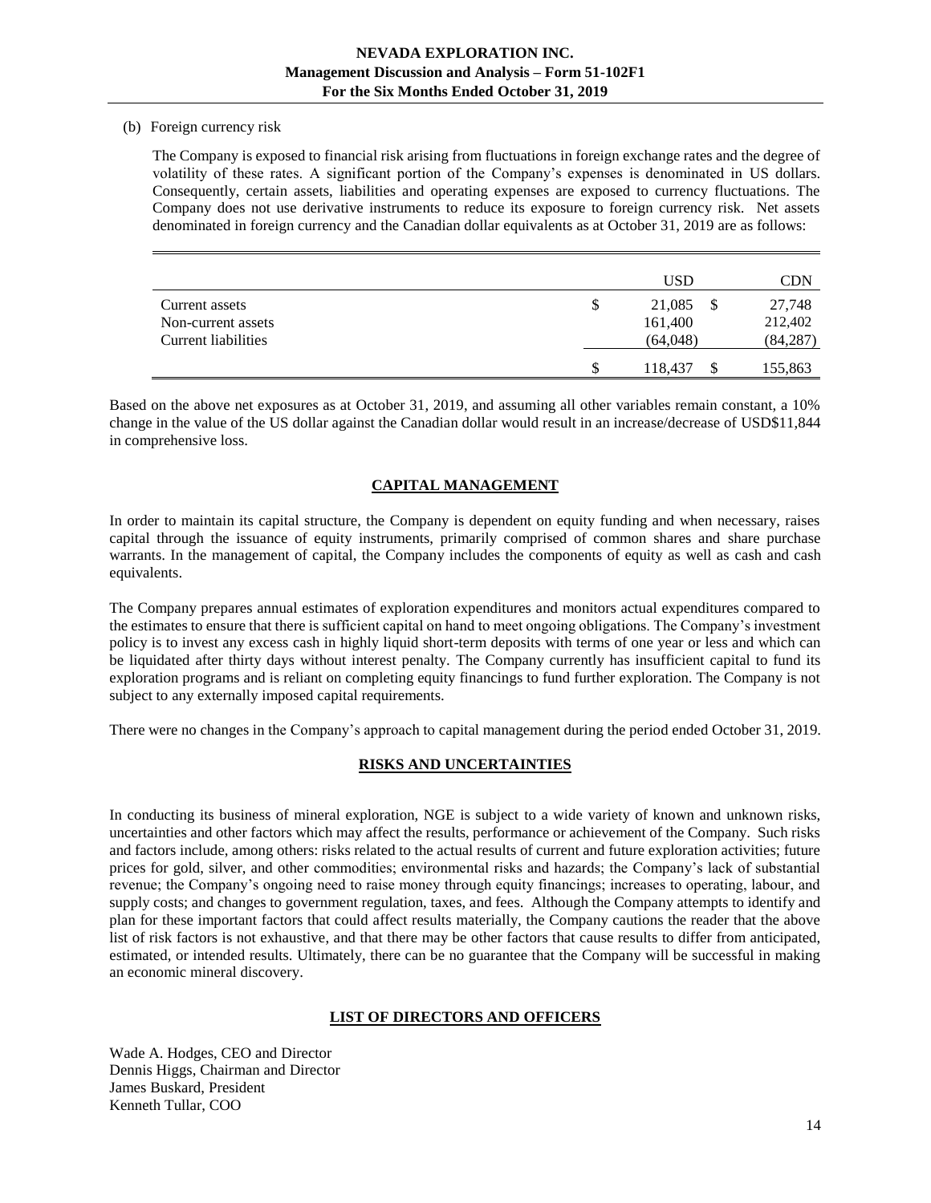(b) Foreign currency risk

The Company is exposed to financial risk arising from fluctuations in foreign exchange rates and the degree of volatility of these rates. A significant portion of the Company's expenses is denominated in US dollars. Consequently, certain assets, liabilities and operating expenses are exposed to currency fluctuations. The Company does not use derivative instruments to reduce its exposure to foreign currency risk. Net assets denominated in foreign currency and the Canadian dollar equivalents as at October 31, 2019 are as follows:

| | USD | CDN |
|---|---|---|
| Current assets | $ 21,085 | $ 27,748 |
| Non-current assets | 161,400 | 212,402 |
| Current liabilities | (64,048) | (84,287) |
| | $ 118,437 | $ 155,863 |

Based on the above net exposures as at October 31, 2019, and assuming all other variables remain constant, a 10% change in the value of the US dollar against the Canadian dollar would result in an increase/decrease of USD$11,844 in comprehensive loss.

## CAPITAL MANAGEMENT

In order to maintain its capital structure, the Company is dependent on equity funding and when necessary, raises capital through the issuance of equity instruments, primarily comprised of common shares and share purchase warrants. In the management of capital, the Company includes the components of equity as well as cash and cash equivalents.

The Company prepares annual estimates of exploration expenditures and monitors actual expenditures compared to the estimates to ensure that there is sufficient capital on hand to meet ongoing obligations. The Company's investment policy is to invest any excess cash in highly liquid short-term deposits with terms of one year or less and which can be liquidated after thirty days without interest penalty. The Company currently has insufficient capital to fund its exploration programs and is reliant on completing equity financings to fund further exploration. The Company is not subject to any externally imposed capital requirements.

There were no changes in the Company's approach to capital management during the period ended October 31, 2019.

## RISKS AND UNCERTAINTIES

In conducting its business of mineral exploration, NGE is subject to a wide variety of known and unknown risks, uncertainties and other factors which may affect the results, performance or achievement of the Company. Such risks and factors include, among others: risks related to the actual results of current and future exploration activities; future prices for gold, silver, and other commodities; environmental risks and hazards; the Company's lack of substantial revenue; the Company's ongoing need to raise money through equity financings; increases to operating, labour, and supply costs; and changes to government regulation, taxes, and fees. Although the Company attempts to identify and plan for these important factors that could affect results materially, the Company cautions the reader that the above list of risk factors is not exhaustive, and that there may be other factors that cause results to differ from anticipated, estimated, or intended results. Ultimately, there can be no guarantee that the Company will be successful in making an economic mineral discovery.

## LIST OF DIRECTORS AND OFFICERS

Wade A. Hodges, CEO and Director
Dennis Higgs, Chairman and Director
James Buskard, President
Kenneth Tullar, COO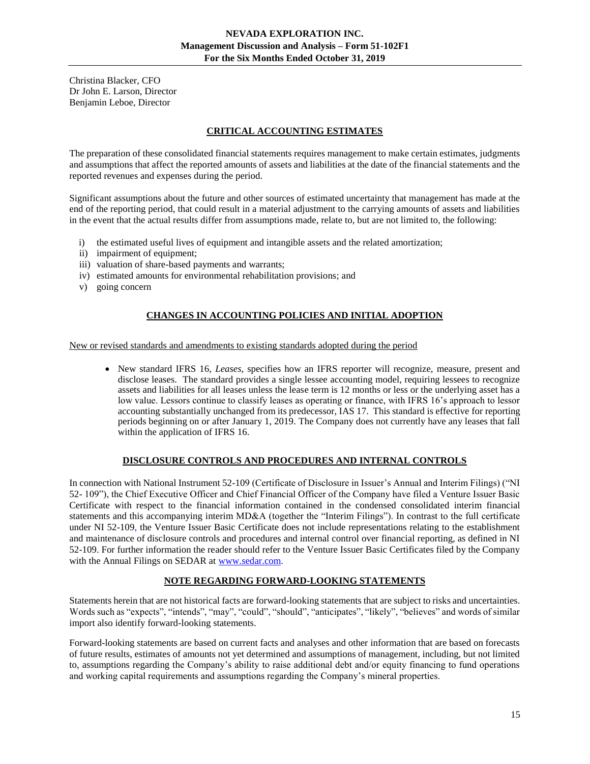Christina Blacker, CFO
Dr John E. Larson, Director
Benjamin Leboe, Director

## CRITICAL ACCOUNTING ESTIMATES

The preparation of these consolidated financial statements requires management to make certain estimates, judgments and assumptions that affect the reported amounts of assets and liabilities at the date of the financial statements and the reported revenues and expenses during the period.

Significant assumptions about the future and other sources of estimated uncertainty that management has made at the end of the reporting period, that could result in a material adjustment to the carrying amounts of assets and liabilities in the event that the actual results differ from assumptions made, relate to, but are not limited to, the following:

i) the estimated useful lives of equipment and intangible assets and the related amortization;
ii) impairment of equipment;
iii) valuation of share-based payments and warrants;
iv) estimated amounts for environmental rehabilitation provisions; and
v) going concern

## CHANGES IN ACCOUNTING POLICIES AND INITIAL ADOPTION

New or revised standards and amendments to existing standards adopted during the period

- New standard IFRS 16, *Leases*, specifies how an IFRS reporter will recognize, measure, present and disclose leases. The standard provides a single lessee accounting model, requiring lessees to recognize assets and liabilities for all leases unless the lease term is 12 months or less or the underlying asset has a low value. Lessors continue to classify leases as operating or finance, with IFRS 16's approach to lessor accounting substantially unchanged from its predecessor, IAS 17. This standard is effective for reporting periods beginning on or after January 1, 2019. The Company does not currently have any leases that fall within the application of IFRS 16.

## DISCLOSURE CONTROLS AND PROCEDURES AND INTERNAL CONTROLS

In connection with National Instrument 52-109 (Certificate of Disclosure in Issuer's Annual and Interim Filings) ("NI 52- 109"), the Chief Executive Officer and Chief Financial Officer of the Company have filed a Venture Issuer Basic Certificate with respect to the financial information contained in the condensed consolidated interim financial statements and this accompanying interim MD&A (together the "Interim Filings"). In contrast to the full certificate under NI 52-109, the Venture Issuer Basic Certificate does not include representations relating to the establishment and maintenance of disclosure controls and procedures and internal control over financial reporting, as defined in NI 52-109. For further information the reader should refer to the Venture Issuer Basic Certificates filed by the Company with the Annual Filings on SEDAR at www.sedar.com.

## NOTE REGARDING FORWARD-LOOKING STATEMENTS

Statements herein that are not historical facts are forward-looking statements that are subject to risks and uncertainties. Words such as "expects", "intends", "may", "could", "should", "anticipates", "likely", "believes" and words of similar import also identify forward-looking statements.

Forward-looking statements are based on current facts and analyses and other information that are based on forecasts of future results, estimates of amounts not yet determined and assumptions of management, including, but not limited to, assumptions regarding the Company's ability to raise additional debt and/or equity financing to fund operations and working capital requirements and assumptions regarding the Company's mineral properties.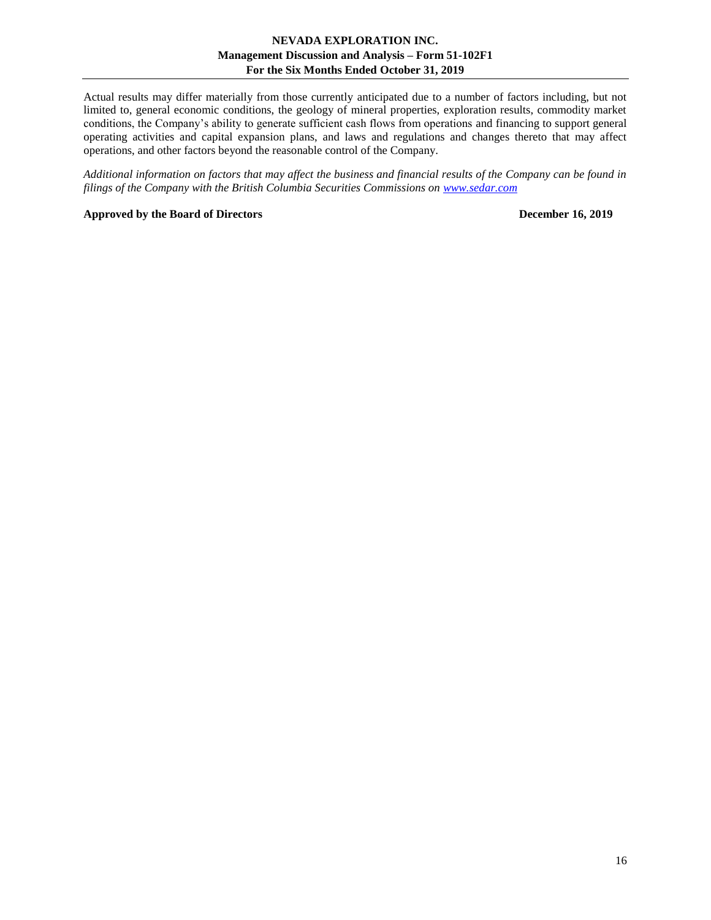Actual results may differ materially from those currently anticipated due to a number of factors including, but not limited to, general economic conditions, the geology of mineral properties, exploration results, commodity market conditions, the Company's ability to generate sufficient cash flows from operations and financing to support general operating activities and capital expansion plans, and laws and regulations and changes thereto that may affect operations, and other factors beyond the reasonable control of the Company.

*Additional information on factors that may affect the business and financial results of the Company can be found in filings of the Company with the British Columbia Securities Commissions on [www.sedar.com](http://www.sedar.com)*

**Approved by the Board of Directors** **December 16, 2019**